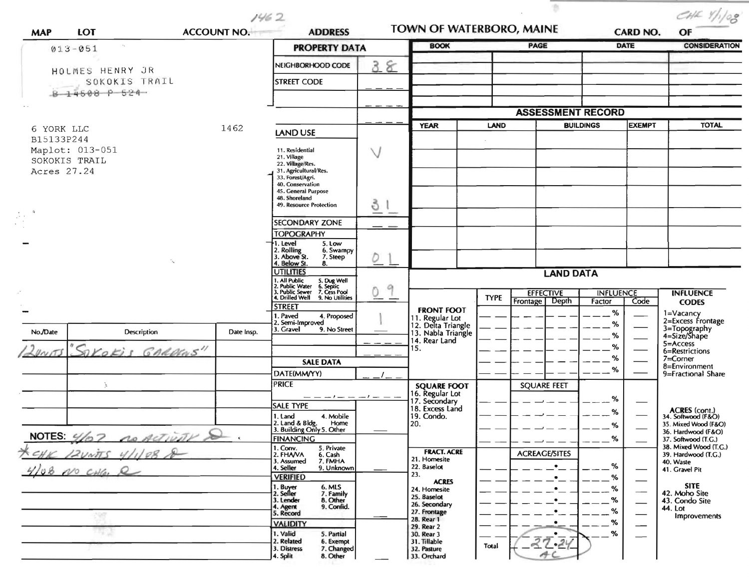1462

CHK 4/1/08

| MAP | LOT | ACCOUNT NO. | ADDRESS | TOWN OF WATERBORO, MAINE | CARD NO. | OF |
|---|---|---|---|---|---|---|

013-051

HOLMES HENRY JR
SOKOKIS TRAIL
~~B 14608 P 524~~

6 YORK LLC 1462
B15133P244
Maplot: 013-051
SOKOKIS TRAIL
Acres 27.24

| BOOK | PAGE | DATE | CONSIDERATION |
|---|---|---|---|
| | | | |
| | | | |
| | | | |
| | | | |

## PROPERTY DATA

| | |
|---|---|
| NEIGHBORHOOD CODE | 38 |
| STREET CODE | |
| LAND USE (11. Residential, 21. Village, 22. Village/Res., 31. Agricultural/Res., 33. Forest/Agri., 40. Conservation, 45. General Purpose, 48. Shoreland, 49. Resource Protection) | V 31 |
| SECONDARY ZONE | |
| TOPOGRAPHY (1. Level, 2. Rolling, 3. Above St., 4. Below St., 5. Low, 6. Swampy, 7. Steep, 8.) | 01 |
| UTILITIES (1. All Public, 2. Public Water, 3. Public Sewer, 4. Drilled Well, 5. Dug Well, 6. Septic, 7. Cess Pool, 9. No Utilities) | 09 |
| STREET (1. Paved, 2. Semi-Improved, 3. Gravel, 4. Proposed, 9. No Street) | 1 |

## SALE DATA

| | |
|---|---|
| DATE(MM/YY) | |
| PRICE | |
| SALE TYPE (1. Land, 2. Land & Bldg., 3. Building Only, 4. Mobile Home, 5. Other) | |
| FINANCING (1. Conv., 2. FHA/VA, 3. Assumed, 4. Seller, 5. Private, 6. Cash, 7. FMHA, 9. Unknown) | |
| VERIFIED (1. Buyer, 2. Seller, 3. Lender, 4. Agent, 5. Record, 6. MLS, 7. Family, 8. Other, 9. Confid.) | |
| VALIDITY (1. Valid, 2. Related, 3. Distress, 4. Split, 5. Partial, 6. Exempt, 7. Changed, 8. Other) | |

## ASSESSMENT RECORD

| YEAR | LAND | BUILDINGS | EXEMPT | TOTAL |
|---|---|---|---|---|
| | | | | |

| No./Date | Description | Date Insp. |
|---|---|---|
| 12 UNITS | "SOKOKIS GARDENS" | |

NOTES: 4/07 no ACTIVITY D
*CHK 12UNITS 4/1/08 D
4/08 NO CHG. D

## LAND DATA

| | TYPE | EFFECTIVE Frontage | EFFECTIVE Depth | INFLUENCE Factor | INFLUENCE Code |
|---|---|---|---|---|---|
| FRONT FOOT: 11. Regular Lot, 12. Delta Triangle, 13. Nabla Triangle, 14. Rear Land, 15. | | | | % | |
| SQUARE FOOT: 16. Regular Lot, 17. Secondary, 18. Excess Land, 19. Condo., 20. | | SQUARE FEET | | % | |
| FRACT. ACRE: 21. Homesite, 22. Baselot, 23. | | ACREAGE/SITES | | % | |
| ACRES: 24. Homesite, 25. Baselot, 26. Secondary, 27. Frontage, 28. Rear 1, 29. Rear 2, 30. Rear 3, 31. Tillable, 32. Pasture, 33. Orchard | | | | % | |
| | Total | 27.24 AC | | | |

INFLUENCE CODES
1=Vacancy
2=Excess Frontage
3=Topography
4=Size/Shape
5=Access
6=Restrictions
7=Corner
8=Environment
9=Fractional Share

ACRES (cont.)
34. Softwood (F&O)
35. Mixed Wood (F&O)
36. Hardwood (F&O)
37. Softwood (T.G.)
38. Mixed Wood (T.G.)
39. Hardwood (T.G.)
40. Waste
41. Gravel Pit

SITE
42. Moho Site
43. Condo Site
44. Lot Improvements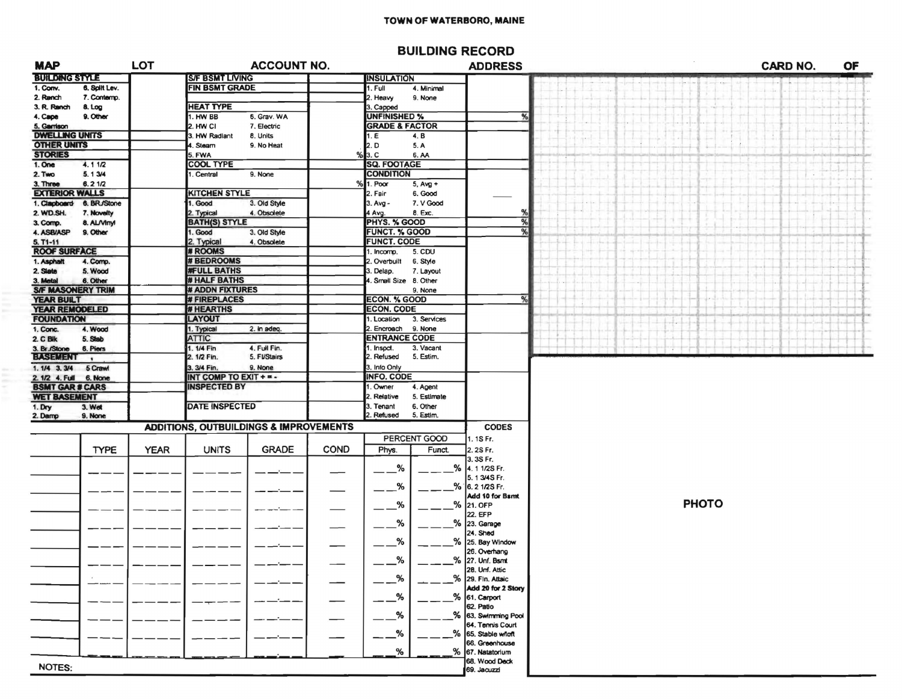# TOWN OF WATERBORO, MAINE

## BUILDING RECORD

MAP | LOT | ACCOUNT NO. | ADDRESS | CARD NO. | OF

**BUILDING STYLE**
1. Conv. 6. Split Lev.
2. Ranch 7. Contemp.
3. R. Ranch 8. Log
4. Cape 9. Other
5. Garrison

**DWELLING UNITS**

**OTHER UNITS**

**STORIES**
1. One 4. 1 1/2
2. Two 5. 1 3/4
3. Three 6. 2 1/2

**EXTERIOR WALLS**
1. Clapboard 6. BR./Stone
2. WD.SH. 7. Novelty
3. Comp. 8. AL/Vinyl
4. ASB/ASP 9. Other
5. T1-11

**ROOF SURFACE**
1. Asphalt 4. Comp.
2. Slate 5. Wood
3. Metal 6. Other

**S/F MASONERY TRIM**

**YEAR BUILT**

**YEAR REMODELED**

**FOUNDATION**
1. Conc. 4. Wood
2. C Blk 5. Slab
3. Br./Stone 6. Piers

**BASEMENT**
1. 1/4 3. 3/4 5 Crawl
2. 1/2 4. Full 6. None

**BSMT GAR # CARS**

**WET BASEMENT**
1. Dry 3. Wet
2. Damp 9. None

**S/F BSMT LIVING**

**FIN BSMT GRADE**

**HEAT TYPE**
1. HW BB 6. Grav. WA
2. HW CI 7. Electric
3. HW Radiant 8. Units
4. Steam 9. No Heat
5. FWA

%

**COOL TYPE**
1. Central 9. None

%

**KITCHEN STYLE**
1. Good 3. Old Style
2. Typical 4. Obsolete

**BATH(S) STYLE**
1. Good 3. Old Style
2. Typical 4. Obsolete

**# ROOMS**

**# BEDROOMS**

**#FULL BATHS**

**# HALF BATHS**

**# ADDN FIXTURES**

**# FIREPLACES**

**# HEARTHS**

**LAYOUT**
1. Typical 2. In adeq.

**ATTIC**
1. 1/4 Fin 4. Full Fin.
2. 1/2 Fin. 5. Fl/Stairs
3. 3/4 Fin. 9. None

**INT COMP TO EXIT + = -**

**INSPECTED BY**

**DATE INSPECTED**

**INSULATION**
1. Full 4. Minimal
2. Heavy 9. None
3. Capped

**UNFINISHED %** %

**GRADE & FACTOR**
1. E 4. B
2. D 5. A
3. C 6. AA

**SQ. FOOTAGE**

**CONDITION**
1. Poor 5. Avg +
2. Fair 6. Good
3. Avg - 7. V Good
4. Avg. 8. Exc.

%

**PHYS. % GOOD** %

**FUNCT. % GOOD** %

**FUNCT. CODE**
1. Incomp. 5. CDU
2. Overbuilt 6. Style
3. Delap. 7. Layout
4. Small Size 8. Other
9. None

**ECON. % GOOD** %

**ECON. CODE**
1. Location 3. Services
2. Encroach 9. None

**ENTRANCE CODE**
1. Inspct. 3. Vacant
2. Refused 5. Estim.
3. Info Only

**INFO. CODE**
1. Owner 4. Agent
2. Relative 5. Estimate
3. Tenant 6. Other
2. Refused 5. Estim.

### ADDITIONS, OUTBUILDINGS & IMPROVEMENTS

| | TYPE | YEAR | UNITS | GRADE | COND | PERCENT GOOD Phys. | PERCENT GOOD Funct. |
|---|---|---|---|---|---|---|---|
| | | | | | | % | % |
| | | | | | | % | % |
| | | | | | | % | % |
| | | | | | | % | % |
| | | | | | | % | % |
| | | | | | | % | % |
| | | | | | | % | % |
| | | | | | | % | % |
| | | | | | | % | % |
| | | | | | | % | % |
| | | | | | | % | % |

**CODES**
1. 1S Fr.
2. 2S Fr.
3. 3S Fr.
4. 1 1/2S Fr.
5. 1 3/4S Fr.
6. 2 1/2S Fr.

**Add 10 for Bsmt**

21. OFP
22. EFP
23. Garage
24. Shed
25. Bay Window
26. Overhang
27. Unf. Bsmt
28. Unf. Attic
29. Fin. Attaic

**Add 20 for 2 Story**

61. Carport
62. Patio
63. Swimming Pool
64. Tennis Court
65. Stable w/loft
66. Greenhouse
67. Natatorium
68. Wood Deck
69. Jacuzzi

NOTES:

PHOTO